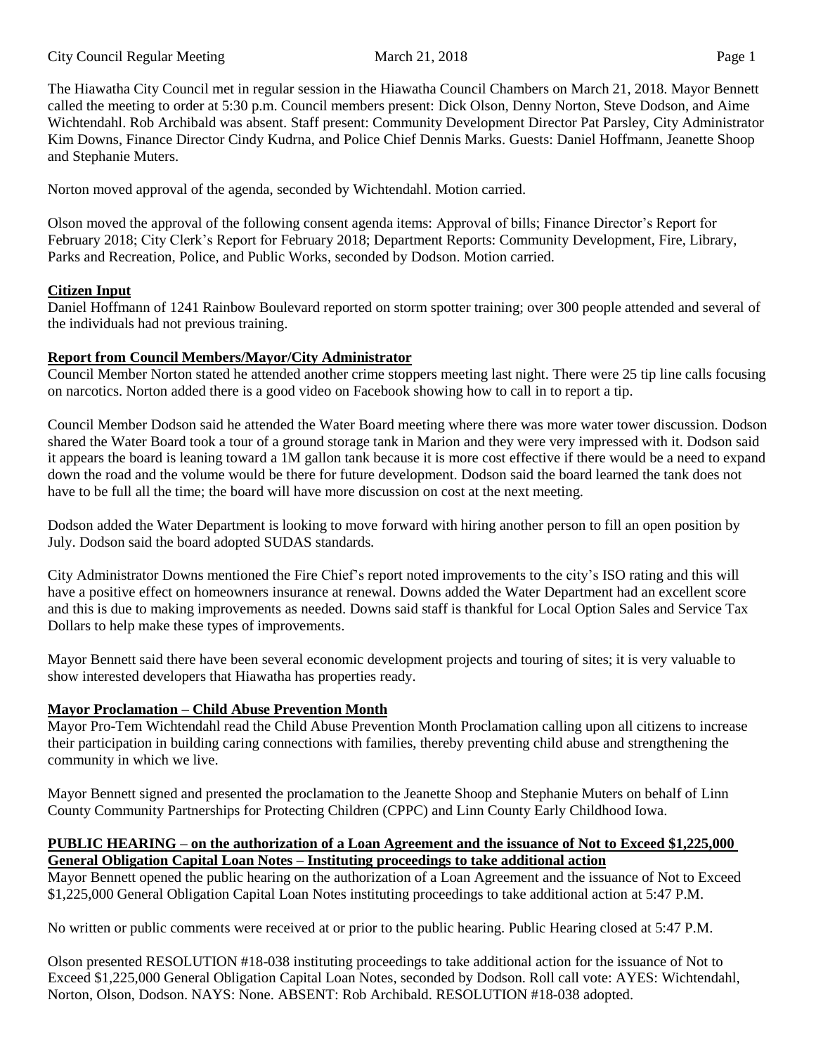The Hiawatha City Council met in regular session in the Hiawatha Council Chambers on March 21, 2018. Mayor Bennett called the meeting to order at 5:30 p.m. Council members present: Dick Olson, Denny Norton, Steve Dodson, and Aime Wichtendahl. Rob Archibald was absent. Staff present: Community Development Director Pat Parsley, City Administrator Kim Downs, Finance Director Cindy Kudrna, and Police Chief Dennis Marks. Guests: Daniel Hoffmann, Jeanette Shoop and Stephanie Muters.

Norton moved approval of the agenda, seconded by Wichtendahl. Motion carried.

Olson moved the approval of the following consent agenda items: Approval of bills; Finance Director's Report for February 2018; City Clerk's Report for February 2018; Department Reports: Community Development, Fire, Library, Parks and Recreation, Police, and Public Works, seconded by Dodson. Motion carried.

**Citizen Input**

Daniel Hoffmann of 1241 Rainbow Boulevard reported on storm spotter training; over 300 people attended and several of the individuals had not previous training.

**Report from Council Members/Mayor/City Administrator**

Council Member Norton stated he attended another crime stoppers meeting last night. There were 25 tip line calls focusing on narcotics. Norton added there is a good video on Facebook showing how to call in to report a tip.

Council Member Dodson said he attended the Water Board meeting where there was more water tower discussion. Dodson shared the Water Board took a tour of a ground storage tank in Marion and they were very impressed with it. Dodson said it appears the board is leaning toward a 1M gallon tank because it is more cost effective if there would be a need to expand down the road and the volume would be there for future development. Dodson said the board learned the tank does not have to be full all the time; the board will have more discussion on cost at the next meeting.

Dodson added the Water Department is looking to move forward with hiring another person to fill an open position by July. Dodson said the board adopted SUDAS standards.

City Administrator Downs mentioned the Fire Chief's report noted improvements to the city's ISO rating and this will have a positive effect on homeowners insurance at renewal. Downs added the Water Department had an excellent score and this is due to making improvements as needed. Downs said staff is thankful for Local Option Sales and Service Tax Dollars to help make these types of improvements.

Mayor Bennett said there have been several economic development projects and touring of sites; it is very valuable to show interested developers that Hiawatha has properties ready.

**Mayor Proclamation – Child Abuse Prevention Month**

Mayor Pro-Tem Wichtendahl read the Child Abuse Prevention Month Proclamation calling upon all citizens to increase their participation in building caring connections with families, thereby preventing child abuse and strengthening the community in which we live.

Mayor Bennett signed and presented the proclamation to the Jeanette Shoop and Stephanie Muters on behalf of Linn County Community Partnerships for Protecting Children (CPPC) and Linn County Early Childhood Iowa.

**PUBLIC HEARING – on the authorization of a Loan Agreement and the issuance of Not to Exceed $1,225,000 General Obligation Capital Loan Notes – Instituting proceedings to take additional action**

Mayor Bennett opened the public hearing on the authorization of a Loan Agreement and the issuance of Not to Exceed $1,225,000 General Obligation Capital Loan Notes instituting proceedings to take additional action at 5:47 P.M.

No written or public comments were received at or prior to the public hearing. Public Hearing closed at 5:47 P.M.

Olson presented RESOLUTION #18-038 instituting proceedings to take additional action for the issuance of Not to Exceed $1,225,000 General Obligation Capital Loan Notes, seconded by Dodson. Roll call vote: AYES: Wichtendahl, Norton, Olson, Dodson. NAYS: None. ABSENT: Rob Archibald. RESOLUTION #18-038 adopted.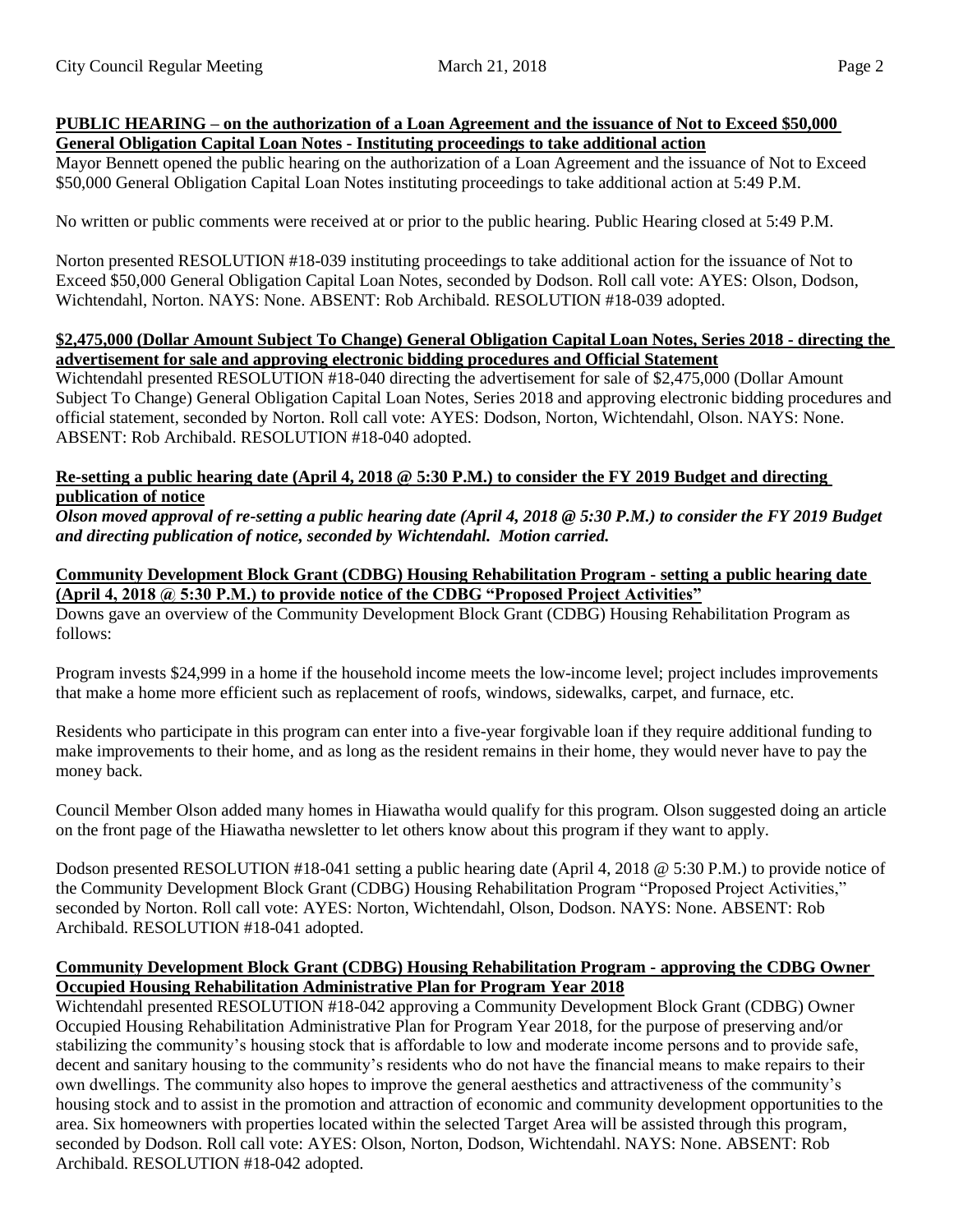**PUBLIC HEARING – on the authorization of a Loan Agreement and the issuance of Not to Exceed $50,000 General Obligation Capital Loan Notes - Instituting proceedings to take additional action**

Mayor Bennett opened the public hearing on the authorization of a Loan Agreement and the issuance of Not to Exceed $50,000 General Obligation Capital Loan Notes instituting proceedings to take additional action at 5:49 P.M.

No written or public comments were received at or prior to the public hearing. Public Hearing closed at 5:49 P.M.

Norton presented RESOLUTION #18-039 instituting proceedings to take additional action for the issuance of Not to Exceed $50,000 General Obligation Capital Loan Notes, seconded by Dodson. Roll call vote: AYES: Olson, Dodson, Wichtendahl, Norton. NAYS: None. ABSENT: Rob Archibald. RESOLUTION #18-039 adopted.

**$2,475,000 (Dollar Amount Subject To Change) General Obligation Capital Loan Notes, Series 2018 - directing the advertisement for sale and approving electronic bidding procedures and Official Statement**

Wichtendahl presented RESOLUTION #18-040 directing the advertisement for sale of $2,475,000 (Dollar Amount Subject To Change) General Obligation Capital Loan Notes, Series 2018 and approving electronic bidding procedures and official statement, seconded by Norton. Roll call vote: AYES: Dodson, Norton, Wichtendahl, Olson. NAYS: None. ABSENT: Rob Archibald. RESOLUTION #18-040 adopted.

**Re-setting a public hearing date (April 4, 2018 @ 5:30 P.M.) to consider the FY 2019 Budget and directing publication of notice**

***Olson moved approval of re-setting a public hearing date (April 4, 2018 @ 5:30 P.M.) to consider the FY 2019 Budget and directing publication of notice, seconded by Wichtendahl. Motion carried.***

**Community Development Block Grant (CDBG) Housing Rehabilitation Program - setting a public hearing date (April 4, 2018 @ 5:30 P.M.) to provide notice of the CDBG "Proposed Project Activities"**

Downs gave an overview of the Community Development Block Grant (CDBG) Housing Rehabilitation Program as follows:

Program invests $24,999 in a home if the household income meets the low-income level; project includes improvements that make a home more efficient such as replacement of roofs, windows, sidewalks, carpet, and furnace, etc.

Residents who participate in this program can enter into a five-year forgivable loan if they require additional funding to make improvements to their home, and as long as the resident remains in their home, they would never have to pay the money back.

Council Member Olson added many homes in Hiawatha would qualify for this program. Olson suggested doing an article on the front page of the Hiawatha newsletter to let others know about this program if they want to apply.

Dodson presented RESOLUTION #18-041 setting a public hearing date (April 4, 2018 @ 5:30 P.M.) to provide notice of the Community Development Block Grant (CDBG) Housing Rehabilitation Program "Proposed Project Activities," seconded by Norton. Roll call vote: AYES: Norton, Wichtendahl, Olson, Dodson. NAYS: None. ABSENT: Rob Archibald. RESOLUTION #18-041 adopted.

**Community Development Block Grant (CDBG) Housing Rehabilitation Program - approving the CDBG Owner Occupied Housing Rehabilitation Administrative Plan for Program Year 2018**

Wichtendahl presented RESOLUTION #18-042 approving a Community Development Block Grant (CDBG) Owner Occupied Housing Rehabilitation Administrative Plan for Program Year 2018, for the purpose of preserving and/or stabilizing the community's housing stock that is affordable to low and moderate income persons and to provide safe, decent and sanitary housing to the community's residents who do not have the financial means to make repairs to their own dwellings. The community also hopes to improve the general aesthetics and attractiveness of the community's housing stock and to assist in the promotion and attraction of economic and community development opportunities to the area. Six homeowners with properties located within the selected Target Area will be assisted through this program, seconded by Dodson. Roll call vote: AYES: Olson, Norton, Dodson, Wichtendahl. NAYS: None. ABSENT: Rob Archibald. RESOLUTION #18-042 adopted.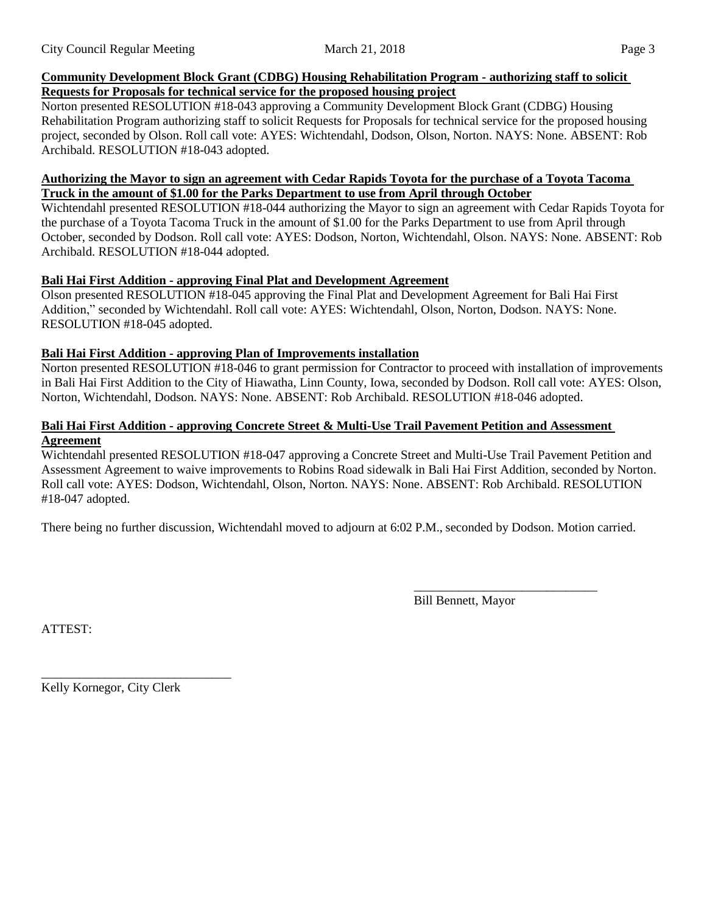**Community Development Block Grant (CDBG) Housing Rehabilitation Program - authorizing staff to solicit Requests for Proposals for technical service for the proposed housing project**

Norton presented RESOLUTION #18-043 approving a Community Development Block Grant (CDBG) Housing Rehabilitation Program authorizing staff to solicit Requests for Proposals for technical service for the proposed housing project, seconded by Olson. Roll call vote: AYES: Wichtendahl, Dodson, Olson, Norton. NAYS: None. ABSENT: Rob Archibald. RESOLUTION #18-043 adopted.

**Authorizing the Mayor to sign an agreement with Cedar Rapids Toyota for the purchase of a Toyota Tacoma Truck in the amount of $1.00 for the Parks Department to use from April through October**

Wichtendahl presented RESOLUTION #18-044 authorizing the Mayor to sign an agreement with Cedar Rapids Toyota for the purchase of a Toyota Tacoma Truck in the amount of $1.00 for the Parks Department to use from April through October, seconded by Dodson. Roll call vote: AYES: Dodson, Norton, Wichtendahl, Olson. NAYS: None. ABSENT: Rob Archibald. RESOLUTION #18-044 adopted.

**Bali Hai First Addition - approving Final Plat and Development Agreement**

Olson presented RESOLUTION #18-045 approving the Final Plat and Development Agreement for Bali Hai First Addition," seconded by Wichtendahl. Roll call vote: AYES: Wichtendahl, Olson, Norton, Dodson. NAYS: None. RESOLUTION #18-045 adopted.

**Bali Hai First Addition - approving Plan of Improvements installation**

Norton presented RESOLUTION #18-046 to grant permission for Contractor to proceed with installation of improvements in Bali Hai First Addition to the City of Hiawatha, Linn County, Iowa, seconded by Dodson. Roll call vote: AYES: Olson, Norton, Wichtendahl, Dodson. NAYS: None. ABSENT: Rob Archibald. RESOLUTION #18-046 adopted.

**Bali Hai First Addition - approving Concrete Street & Multi-Use Trail Pavement Petition and Assessment Agreement**

Wichtendahl presented RESOLUTION #18-047 approving a Concrete Street and Multi-Use Trail Pavement Petition and Assessment Agreement to waive improvements to Robins Road sidewalk in Bali Hai First Addition, seconded by Norton. Roll call vote: AYES: Dodson, Wichtendahl, Olson, Norton. NAYS: None. ABSENT: Rob Archibald. RESOLUTION #18-047 adopted.

There being no further discussion, Wichtendahl moved to adjourn at 6:02 P.M., seconded by Dodson. Motion carried.

\_\_\_\_\_\_\_\_\_\_\_\_\_\_\_\_\_\_\_\_\_\_\_\_\_\_\_\_\_\_

Bill Bennett, Mayor

ATTEST:

\_\_\_\_\_\_\_\_\_\_\_\_\_\_\_\_\_\_\_\_\_\_\_\_\_\_\_\_\_\_

Kelly Kornegor, City Clerk